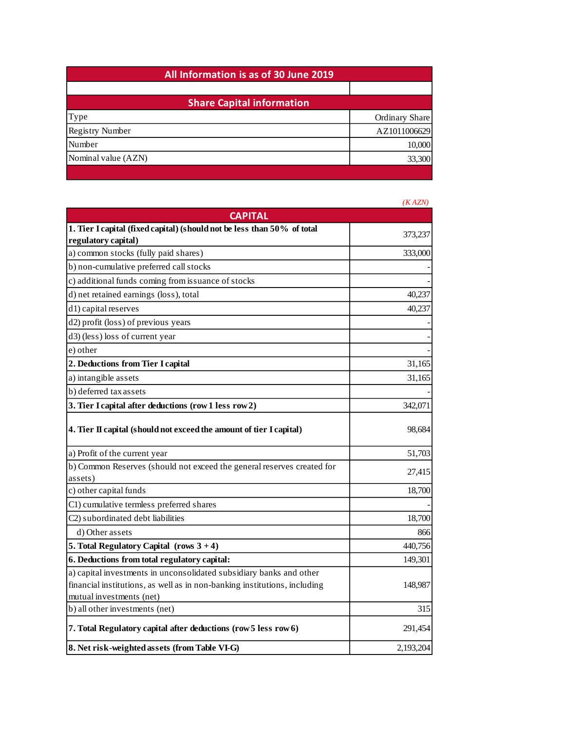| All Information is as of 30 June 2019 | |
|---|---|
| | |
| **Share Capital information** | |
| Type | Ordinary Share |
| Registry Number | AZ1011006629 |
| Number | 10,000 |
| Nominal value (AZN) | 33,300 |

*(K AZN)*

| CAPITAL | |
|---|---|
| **1. Tier I capital (fixed capital) (should not be less than 50% of total regulatory capital)** | 373,237 |
| a) common stocks (fully paid shares) | 333,000 |
| b) non-cumulative preferred call stocks | - |
| c) additional funds coming from issuance of stocks | - |
| d) net retained earnings (loss), total | 40,237 |
| d1) capital reserves | 40,237 |
| d2) profit (loss) of previous years | - |
| d3) (less) loss of current year | - |
| e) other | - |
| **2. Deductions from Tier I capital** | 31,165 |
| a) intangible assets | 31,165 |
| b) deferred tax assets | - |
| **3. Tier I capital after deductions (row 1 less row 2)** | 342,071 |
| **4. Tier II capital (should not exceed the amount of tier I capital)** | 98,684 |
| a) Profit of the current year | 51,703 |
| b) Common Reserves (should not exceed the general reserves created for assets) | 27,415 |
| c) other capital funds | 18,700 |
| C1) cumulative termless preferred shares | - |
| C2) subordinated debt liabilities | 18,700 |
| d) Other assets | 866 |
| **5. Total Regulatory Capital (rows 3 + 4)** | 440,756 |
| **6. Deductions from total regulatory capital:** | 149,301 |
| a) capital investments in unconsolidated subsidiary banks and other financial institutions, as well as in non-banking institutions, including mutual investments (net) | 148,987 |
| b) all other investments (net) | 315 |
| **7. Total Regulatory capital after deductions (row 5 less row 6)** | 291,454 |
| **8. Net risk-weighted assets (from Table VI-G)** | 2,193,204 |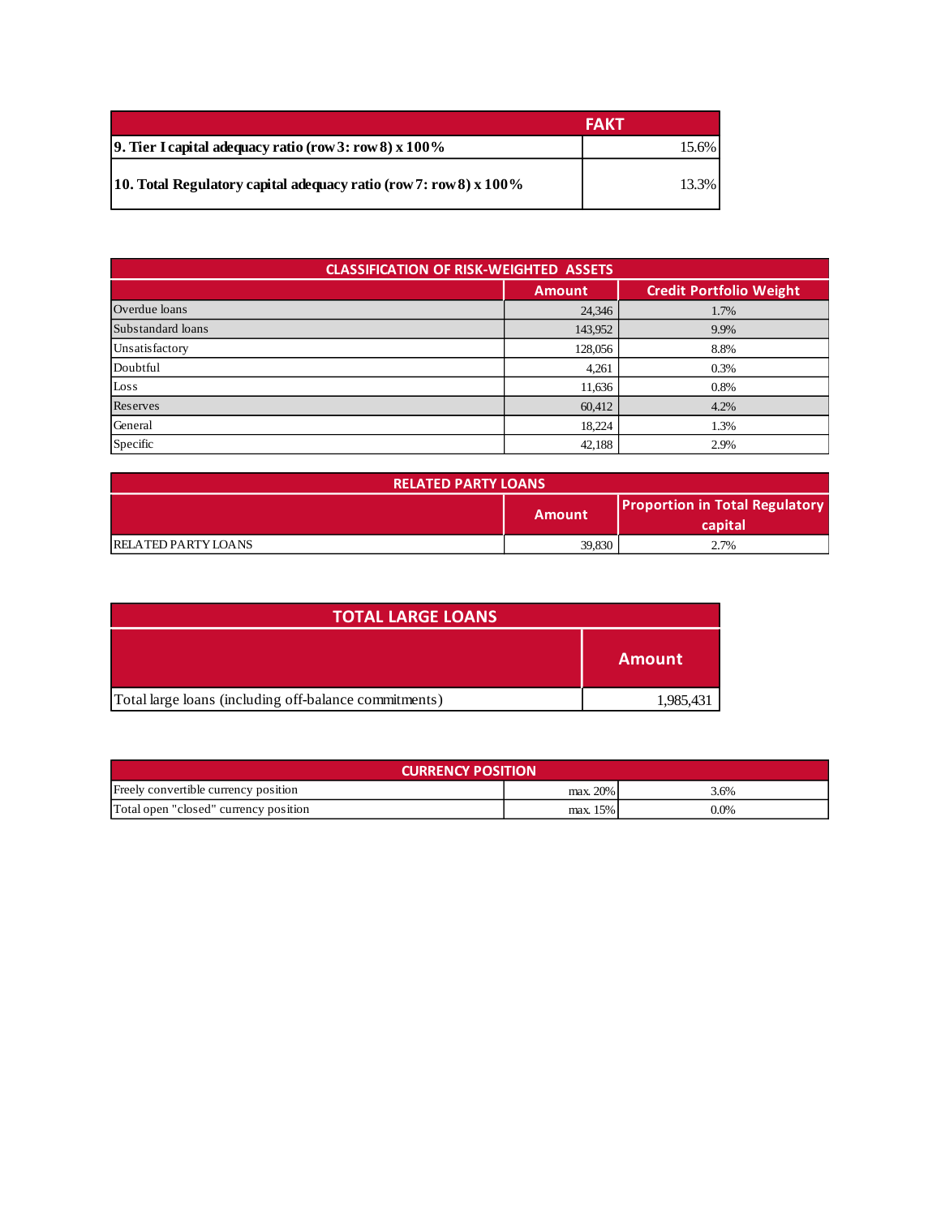| | FAKT |
|---|---|
| **9. Tier I capital adequacy ratio (row 3: row 8) x 100%** | 15.6% |
| **10. Total Regulatory capital adequacy ratio (row 7: row 8) x 100%** | 13.3% |

| CLASSIFICATION OF RISK-WEIGHTED ASSETS | | |
|---|---|---|
| | Amount | Credit Portfolio Weight |
| Overdue loans | 24,346 | 1.7% |
| Substandard loans | 143,952 | 9.9% |
| Unsatisfactory | 128,056 | 8.8% |
| Doubtful | 4,261 | 0.3% |
| Loss | 11,636 | 0.8% |
| Reserves | 60,412 | 4.2% |
| General | 18,224 | 1.3% |
| Specific | 42,188 | 2.9% |

| RELATED PARTY LOANS | | |
|---|---|---|
| | Amount | Proportion in Total Regulatory capital |
| RELATED PARTY LOANS | 39,830 | 2.7% |

| TOTAL LARGE LOANS | |
|---|---|
| | Amount |
| Total large loans (including off-balance commitments) | 1,985,431 |

| CURRENCY POSITION | | |
|---|---|---|
| Freely convertible currency position | max. 20% | 3.6% |
| Total open "closed" currency position | max. 15% | 0.0% |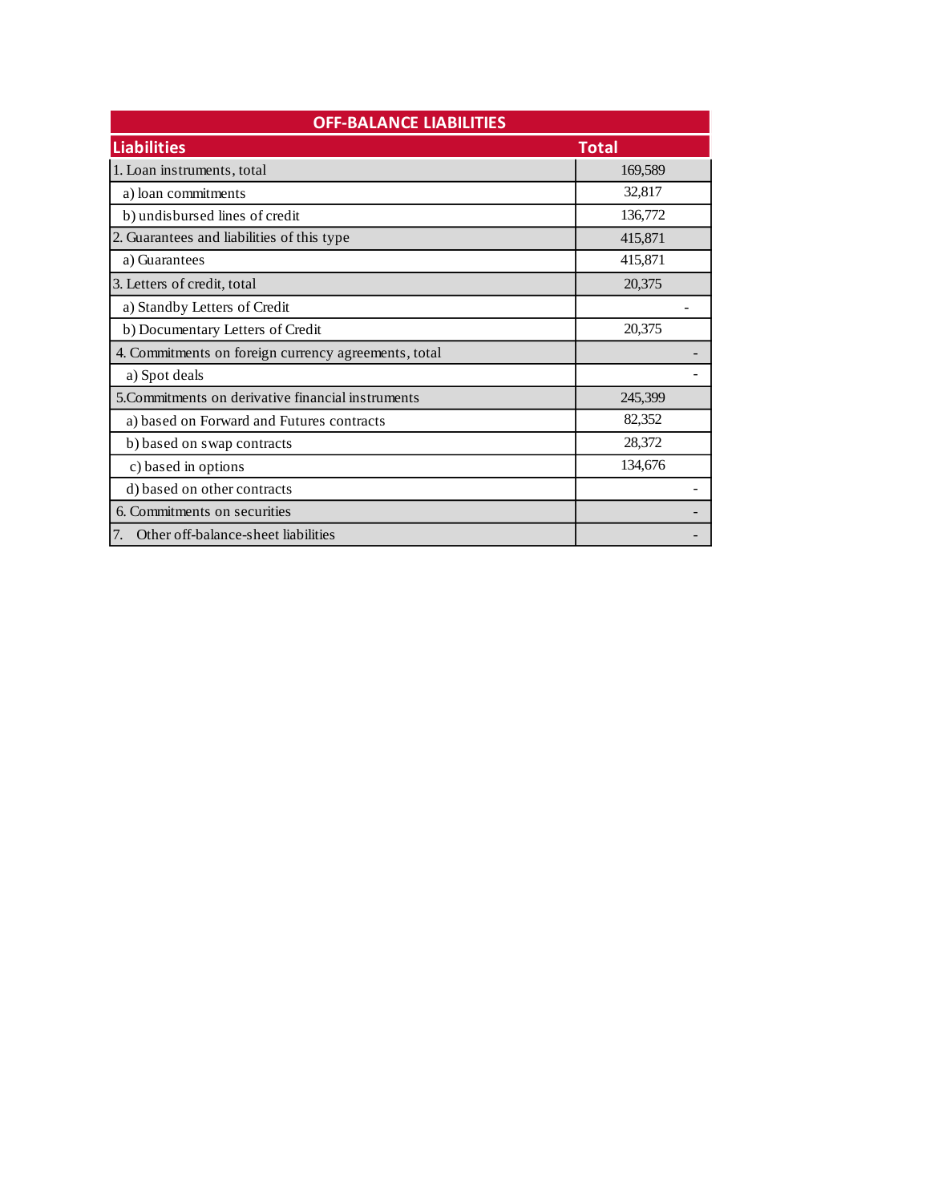| OFF-BALANCE LIABILITIES | |
|---|---|
| **Liabilities** | **Total** |
| 1. Loan instruments, total | 169,589 |
| a) loan commitments | 32,817 |
| b) undisbursed lines of credit | 136,772 |
| 2. Guarantees and liabilities of this type | 415,871 |
| a) Guarantees | 415,871 |
| 3. Letters of credit, total | 20,375 |
| a) Standby Letters of Credit | - |
| b) Documentary Letters of Credit | 20,375 |
| 4. Commitments on foreign currency agreements, total | - |
| a) Spot deals | - |
| 5.Commitments on derivative financial instruments | 245,399 |
| a) based on Forward and Futures contracts | 82,352 |
| b) based on swap contracts | 28,372 |
| c) based in options | 134,676 |
| d) based on other contracts | - |
| 6. Commitments on securities | - |
| 7. Other off-balance-sheet liabilities | - |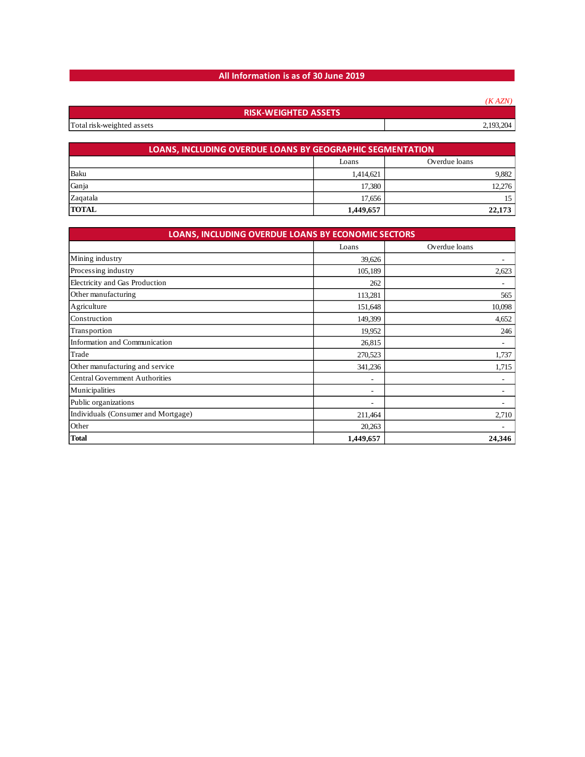**All Information is as of 30 June 2019**

*(K AZN)*

| RISK-WEIGHTED ASSETS | |
|---|---|
| Total risk-weighted assets | 2,193,204 |

| LOANS, INCLUDING OVERDUE LOANS BY GEOGRAPHIC SEGMENTATION | | |
|---|---|---|
| | Loans | Overdue loans |
| Baku | 1,414,621 | 9,882 |
| Ganja | 17,380 | 12,276 |
| Zaqatala | 17,656 | 15 |
| **TOTAL** | **1,449,657** | **22,173** |

| LOANS, INCLUDING OVERDUE LOANS BY ECONOMIC SECTORS | | |
|---|---|---|
| | Loans | Overdue loans |
| Mining industry | 39,626 | - |
| Processing industry | 105,189 | 2,623 |
| Electricity and Gas Production | 262 | - |
| Other manufacturing | 113,281 | 565 |
| Agriculture | 151,648 | 10,098 |
| Construction | 149,399 | 4,652 |
| Transportion | 19,952 | 246 |
| Information and Communication | 26,815 | - |
| Trade | 270,523 | 1,737 |
| Other manufacturing and service | 341,236 | 1,715 |
| Central Government Authorities | - | - |
| Municipalities | - | - |
| Public organizations | - | - |
| Individuals (Consumer and Mortgage) | 211,464 | 2,710 |
| Other | 20,263 | - |
| **Total** | **1,449,657** | **24,346** |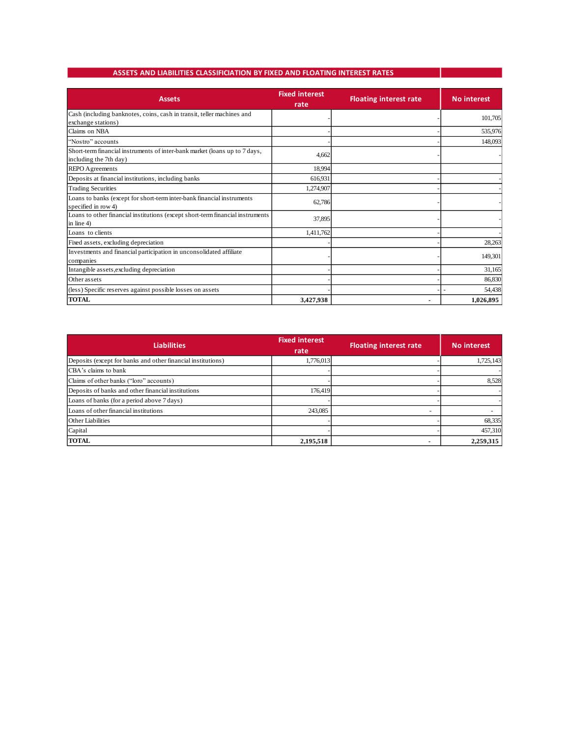## ASSETS AND LIABILITIES CLASSIFICIATION BY FIXED AND FLOATING INTEREST RATES

| Assets | Fixed interest rate | Floating interest rate | No interest |
|---|---|---|---|
| Cash (including banknotes, coins, cash in transit, teller machines and exchange stations) | - | - | 101,705 |
| Claims on NBA | - | - | 535,976 |
| "Nostro" accounts | - | - | 148,093 |
| Short-term financial instruments of inter-bank market (loans up to 7 days, including the 7th day) | 4,662 | - | - |
| REPO Agreements | 18,994 | | |
| Deposits at financial institutions, including banks | 616,931 | - | - |
| Trading Securities | 1,274,907 | - | - |
| Loans to banks (except for short-term inter-bank financial instruments specified in row 4) | 62,786 | - | - |
| Loans to other financial institutions (except short-term financial instruments in line 4) | 37,895 | - | - |
| Loans to clients | 1,411,762 | - | - |
| Fixed assets, excluding depreciation | - | - | 28,263 |
| Investments and financial participation in unconsolidated affiliate companies | - | - | 149,301 |
| Intangible assets,excluding depreciation | - | - | 31,165 |
| Other assets | - | - | 86,830 |
| (less) Specific reserves against possible losses on assets | - | - | - 54,438 |
| **TOTAL** | **3,427,938** | **-** | **1,026,895** |

| Liabilities | Fixed interest rate | Floating interest rate | No interest |
|---|---|---|---|
| Deposits (except for banks and other financial institutions) | 1,776,013 | - | 1,725,143 |
| CBA's claims to bank | - | - | - |
| Claims of other banks ("loro" accounts) | - | - | 8,528 |
| Deposits of banks and other financial institutions | 176,419 | - | - |
| Loans of banks (for a period above 7 days) | - | - | - |
| Loans of other financial institutions | 243,085 | - | - |
| Other Liabilities | - | - | 68,335 |
| Capital | - | - | 457,310 |
| **TOTAL** | **2,195,518** | **-** | **2,259,315** |